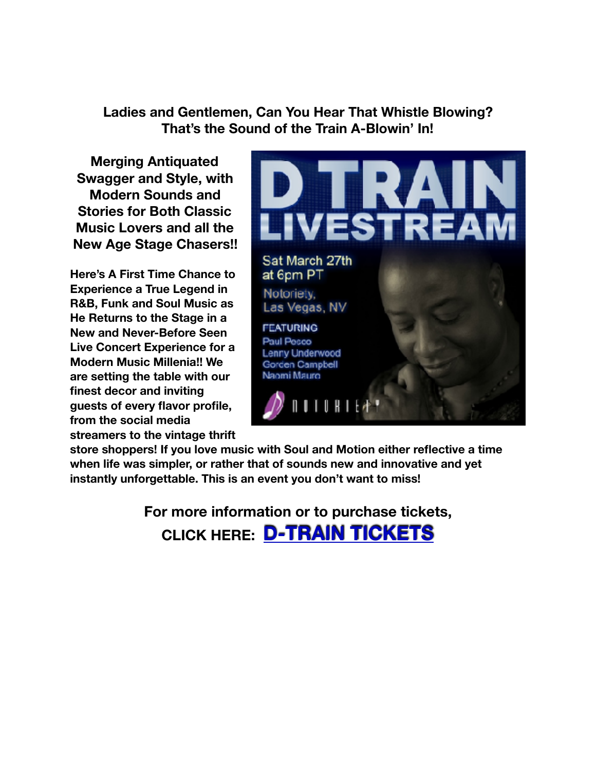**Ladies and Gentlemen, Can You Hear That Whistle Blowing?**
**That's the Sound of the Train A-Blowin' In!**

**Merging Antiquated Swagger and Style, with Modern Sounds and Stories for Both Classic Music Lovers and all the New Age Stage Chasers!!**

D TRAIN LIVESTREAM

Sat March 27th at 6pm PT

Notoriety, Las Vegas, NV

FEATURING
Paul Pesco
Lenny Underwood
Gorden Campbell
Naomi Mauro

NOTORIETY

**Here's A First Time Chance to Experience a True Legend in R&B, Funk and Soul Music as He Returns to the Stage in a New and Never-Before Seen Live Concert Experience for a Modern Music Millenia!! We are setting the table with our finest decor and inviting guests of every flavor profile, from the social media streamers to the vintage thrift store shoppers! If you love music with Soul and Motion either reflective a time when life was simpler, or rather that of sounds new and innovative and yet instantly unforgettable. This is an event you don't want to miss!**

**For more information or to purchase tickets,**
**CLICK HERE: D-TRAIN TICKETS**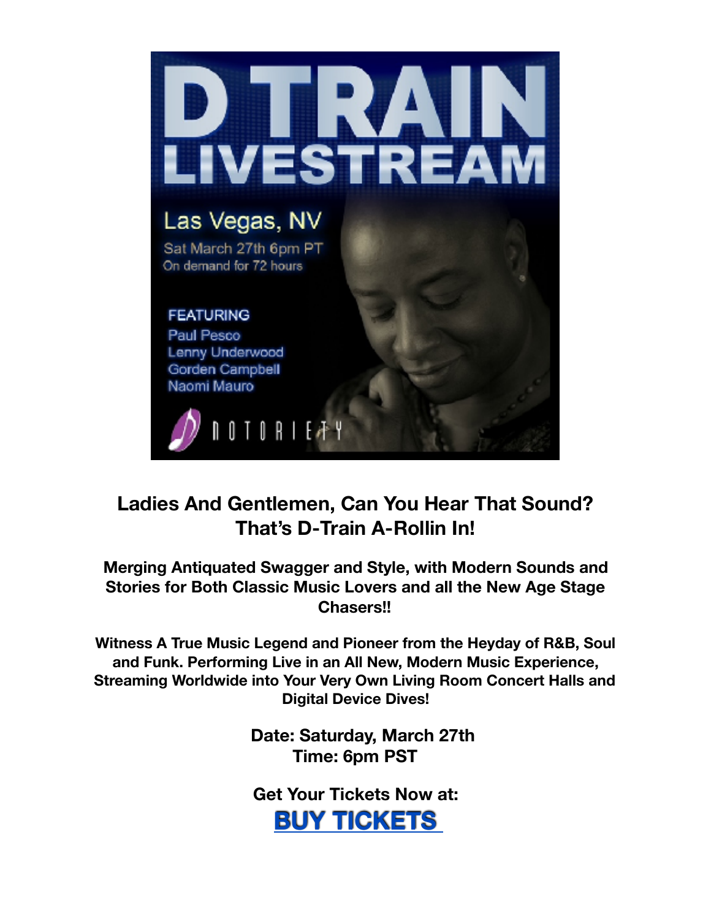D TRAIN
LIVESTREAM

Las Vegas, NV

Sat March 27th 6pm PT
On demand for 72 hours

FEATURING
Paul Pesco
Lenny Underwood
Gorden Campbell
Naomi Mauro

NOTORIETY

**Ladies And Gentlemen, Can You Hear That Sound?**
**That's D-Train A-Rollin In!**

**Merging Antiquated Swagger and Style, with Modern Sounds and Stories for Both Classic Music Lovers and all the New Age Stage Chasers!!**

**Witness A True Music Legend and Pioneer from the Heyday of R&B, Soul and Funk. Performing Live in an All New, Modern Music Experience, Streaming Worldwide into Your Very Own Living Room Concert Halls and Digital Device Dives!**

**Date: Saturday, March 27th**
**Time: 6pm PST**

**Get Your Tickets Now at:**
**BUY TICKETS**